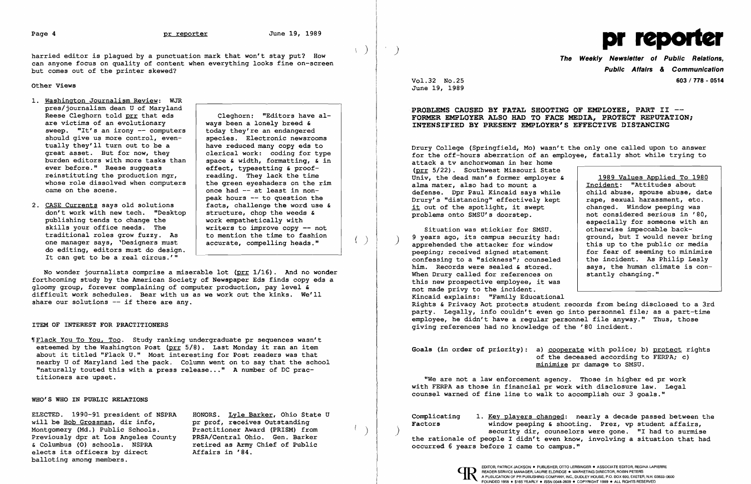harried editor is plagued by a punctuation mark that won't stay put? How can anyone focus on quality of content when everything looks fine on-screen but comes out of the printer skewed?

Other Views

1. Washington Journalism Review: WJR pres/journalism dean U of Maryland Reese Cleghorn told prr that eds are victims of an evolutionary sweep. "It's an irony -- computers should give us more control, eventually they'll turn out to be a great asset. But for now, they burden editors with more tasks than ever before." Reese suggests reinstituting the production mgr, whose role dissolved when computers came on the scene.

2. CASE Currents says old solutions don't work with new tech. "Desktop publishing tends to change the skills your office needs. The traditional roles grow fuzzy. As one manager says, 'Designers must do editing, editors must do design. It can get to be a real circus.'"

> Cleghorn: "Editors have always been a lonely breed & today they're an endangered species. Electronic newsrooms have reduced many copy eds to clerical work: coding for type space & width, formatting, & in effect, typesetting & proofreading. They lack the time the green eyeshaders on the rim once had -- at least in non-peak hours -- to question the facts, challenge the word use & structure, chop the weeds & work empathetically with writers to improve copy -- not to mention the time to fashion accurate, compelling heads."

No wonder journalists comprise a miserable lot (prr 1/16). And no wonder forthcoming study by the American Society of Newspaper Eds finds copy eds a gloomy group, forever complaining of computer production, pay level & difficult work schedules. Bear with us as we work out the kinks. We'll share our solutions -- if there are any.

## ITEM OF INTEREST FOR PRACTITIONERS

¶Flack You To You, Too. Study ranking undergraduate pr sequences wasn't esteemed by the Washington Post (prr 5/8). Last Monday it ran an item about it titled "Flack U." Most interesting for Post readers was that nearby U of Maryland led the pack. Column went on to say that the school "naturally touted this with a press release..." A number of DC practitioners are upset.

## WHO'S WHO IN PUBLIC RELATIONS

ELECTED. 1990-91 president of NSPRA will be Bob Grossman, dir info, Montgomery (Md.) Public Schools. Previously dpr at Los Angeles County & Columbus (O) schools. NSPRA elects its officers by direct balloting among members.

HONORS. Lyle Barker, Ohio State U pr prof, receives Outstanding Practitioner Award (PRISM) from PRSA/Central Ohio. Gen. Barker retired as Army Chief of Public Affairs in '84.

# pr reporter

**The Weekly Newsletter of Public Relations, Public Affairs & Communication**

Vol.32 No.25
June 19, 1989

603 / 778 - 0514

## PROBLEMS CAUSED BY FATAL SHOOTING OF EMPLOYEE, PART II -- FORMER EMPLOYER ALSO HAD TO FACE MEDIA, PROTECT REPUTATION; INTENSIFIED BY PRESENT EMPLOYER'S EFFECTIVE DISTANCING

Drury College (Springfield, Mo) wasn't the only one called upon to answer for the off-hours aberration of an employee, fatally shot while trying to attack a tv anchorwoman in her home (prr 5/22). Southwest Missouri State Univ, the dead man's former employer & alma mater, also had to mount a defense. Dpr Paul Kincaid says while Drury's "distancing" effectively kept it out of the spotlight, it swept problems onto SMSU's doorstep.

Situation was stickier for SMSU. 9 years ago, its campus security had: apprehended the attacker for window peeping; received signed statement confessing to a "sickness"; counseled him. Records were sealed & stored. When Drury called for references on this new prospective employee, it was not made privy to the incident. Kincaid explains: "Family Educational Rights & Privacy Act protects student records from being disclosed to a 3rd party. Legally, info couldn't even go into personnel file; as a part-time employee, he didn't have a regular personnel file anyway." Thus, those giving references had no knowledge of the '80 incident.

> **1989 Values Applied To 1980 Incident:** "Attitudes about child abuse, spouse abuse, date rape, sexual harassment, etc. changed. Window peeping was not considered serious in '80, especially for someone with an otherwise impeccable background, but I would never bring this up to the public or media for fear of seeming to minimize the incident. As Philip Lesly says, the human climate is constantly changing."

**Goals (in order of priority):** a) cooperate with police; b) protect rights of the deceased according to FERPA; c) minimize pr damage to SMSU.

"We are not a law enforcement agency. Those in higher ed pr work with FERPA as those in financial pr work with disclosure law. Legal counsel warned of fine line to walk to accomplish our 3 goals."

**Complicating Factors**

1. Key players changed: nearly a decade passed between the window peeping & shooting. Prez, vp student affairs, security dir, counselors were gone. "I had to surmise the rationale of people I didn't even know, involving a situation that had occurred 6 years before I came to campus."

EDITOR, PATRICK JACKSON • PUBLISHER, OTTO LERBINGER • ASSOCIATE EDITOR, REGINA LAPIERRE
READER SERVICE MANAGER, LAURIE ELDRIDGE • MARKETING DIRECTOR, ROBIN PETERS
A PUBLICATION OF PR PUBLISHING COMPANY, INC., DUDLEY HOUSE, P.O. BOX 600, EXETER, N.H. 03833-0600
FOUNDED 1958 • $165 YEARLY • ISSN 0048-2609 • COPYRIGHT 1989 • ALL RIGHTS RESERVED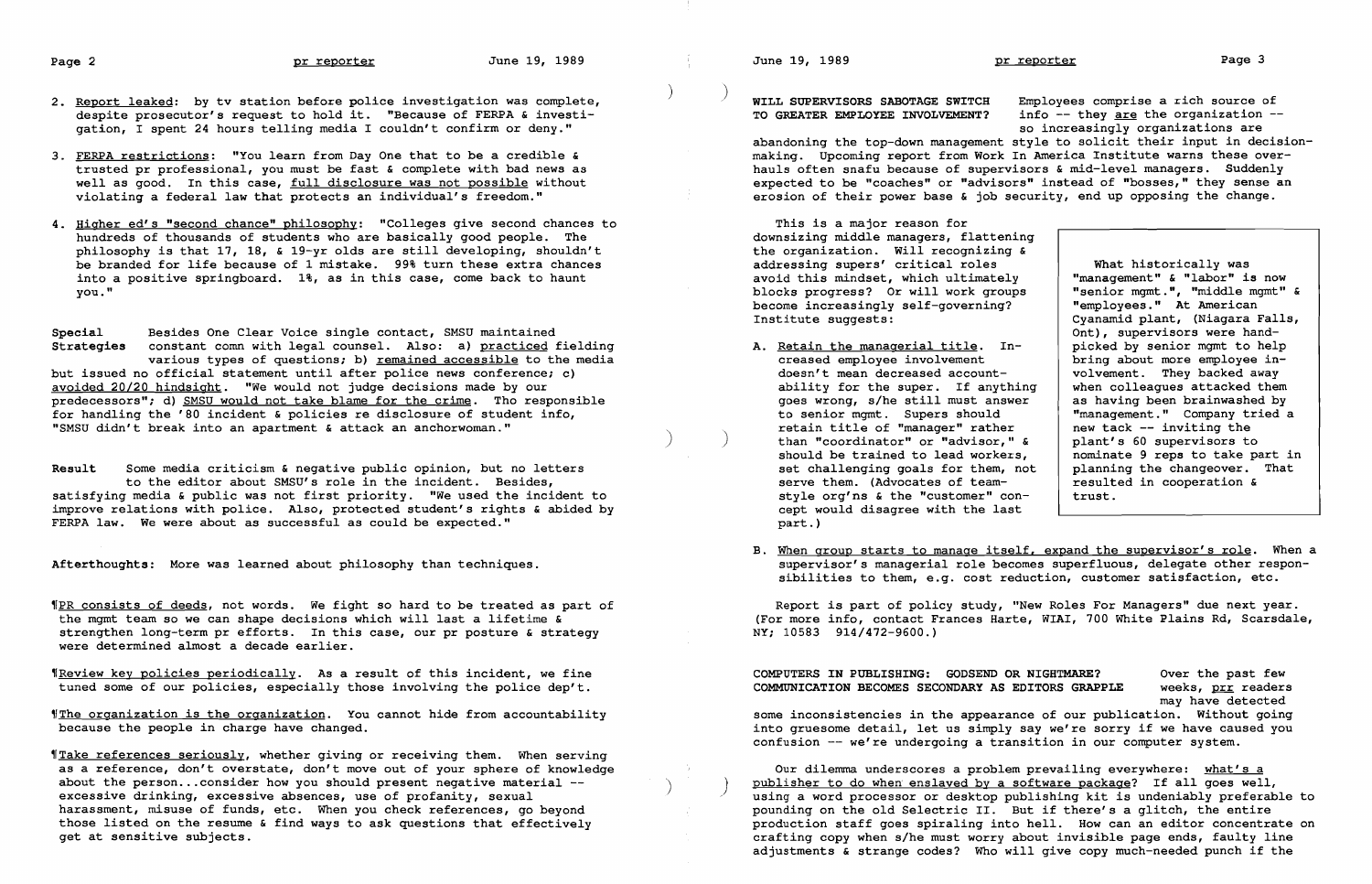2. Report leaked: by tv station before police investigation was complete, despite prosecutor's request to hold it. "Because of FERPA & investigation, I spent 24 hours telling media I couldn't confirm or deny."

3. FERPA restrictions: "You learn from Day One that to be a credible & trusted pr professional, you must be fast & complete with bad news as well as good. In this case, full disclosure was not possible without violating a federal law that protects an individual's freedom."

4. Higher ed's "second chance" philosophy: "Colleges give second chances to hundreds of thousands of students who are basically good people. The philosophy is that 17, 18, & 19-yr olds are still developing, shouldn't be branded for life because of 1 mistake. 99% turn these extra chances into a positive springboard. 1%, as in this case, come back to haunt you."

**Special Strategies** Besides One Clear Voice single contact, SMSU maintained constant comn with legal counsel. Also: a) practiced fielding various types of questions; b) remained accessible to the media but issued no official statement until after police news conference; c) avoided 20/20 hindsight. "We would not judge decisions made by our predecessors"; d) SMSU would not take blame for the crime. Tho responsible for handling the '80 incident & policies re disclosure of student info, "SMSU didn't break into an apartment & attack an anchorwoman."

**Result** Some media criticism & negative public opinion, but no letters to the editor about SMSU's role in the incident. Besides, satisfying media & public was not first priority. "We used the incident to improve relations with police. Also, protected student's rights & abided by FERPA law. We were about as successful as could be expected."

**Afterthoughts:** More was learned about philosophy than techniques.

¶PR consists of deeds, not words. We fight so hard to be treated as part of the mgmt team so we can shape decisions which will last a lifetime & strengthen long-term pr efforts. In this case, our pr posture & strategy were determined almost a decade earlier.

¶Review key policies periodically. As a result of this incident, we fine tuned some of our policies, especially those involving the police dep't.

¶The organization is the organization. You cannot hide from accountability because the people in charge have changed.

¶Take references seriously, whether giving or receiving them. When serving as a reference, don't overstate, don't move out of your sphere of knowledge about the person...consider how you should present negative material -- excessive drinking, excessive absences, use of profanity, sexual harassment, misuse of funds, etc. When you check references, go beyond those listed on the resume & find ways to ask questions that effectively get at sensitive subjects.

**WILL SUPERVISORS SABOTAGE SWITCH TO GREATER EMPLOYEE INVOLVEMENT?** Employees comprise a rich source of info -- they are the organization -- so increasingly organizations are abandoning the top-down management style to solicit their input in decision-making. Upcoming report from Work In America Institute warns these overhauls often snafu because of supervisors & mid-level managers. Suddenly expected to be "coaches" or "advisors" instead of "bosses," they sense an erosion of their power base & job security, end up opposing the change.

This is a major reason for downsizing middle managers, flattening the organization. Will recognizing & addressing supers' critical roles avoid this mindset, which ultimately blocks progress? Or will work groups become increasingly self-governing? Institute suggests:

A. Retain the managerial title. Increased employee involvement doesn't mean decreased accountability for the super. If anything goes wrong, s/he still must answer to senior mgmt. Supers should retain title of "manager" rather than "coordinator" or "advisor," & should be trained to lead workers, set challenging goals for them, not serve them. (Advocates of team-style org'ns & the "customer" concept would disagree with the last part.)

> What historically was "management" & "labor" is now "senior mgmt.", "middle mgmt" & "employees." At American Cyanamid plant, (Niagara Falls, Ont), supervisors were hand-picked by senior mgmt to help bring about more employee involvement. They backed away when colleagues attacked them as having been brainwashed by "management." Company tried a new tack -- inviting the plant's 60 supervisors to nominate 9 reps to take part in planning the changeover. That resulted in cooperation & trust.

B. When group starts to manage itself, expand the supervisor's role. When a supervisor's managerial role becomes superfluous, delegate other responsibilities to them, e.g. cost reduction, customer satisfaction, etc.

Report is part of policy study, "New Roles For Managers" due next year. (For more info, contact Frances Harte, WIAI, 700 White Plains Rd, Scarsdale, NY; 10583 914/472-9600.)

**COMPUTERS IN PUBLISHING: GODSEND OR NIGHTMARE? COMMUNICATION BECOMES SECONDARY AS EDITORS GRAPPLE** Over the past few weeks, prr readers may have detected some inconsistencies in the appearance of our publication. Without going into gruesome detail, let us simply say we're sorry if we have caused you confusion -- we're undergoing a transition in our computer system.

Our dilemma underscores a problem prevailing everywhere: what's a publisher to do when enslaved by a software package? If all goes well, using a word processor or desktop publishing kit is undeniably preferable to pounding on the old Selectric II. But if there's a glitch, the entire production staff goes spiraling into hell. How can an editor concentrate on crafting copy when s/he must worry about invisible page ends, faulty line adjustments & strange codes? Who will give copy much-needed punch if the